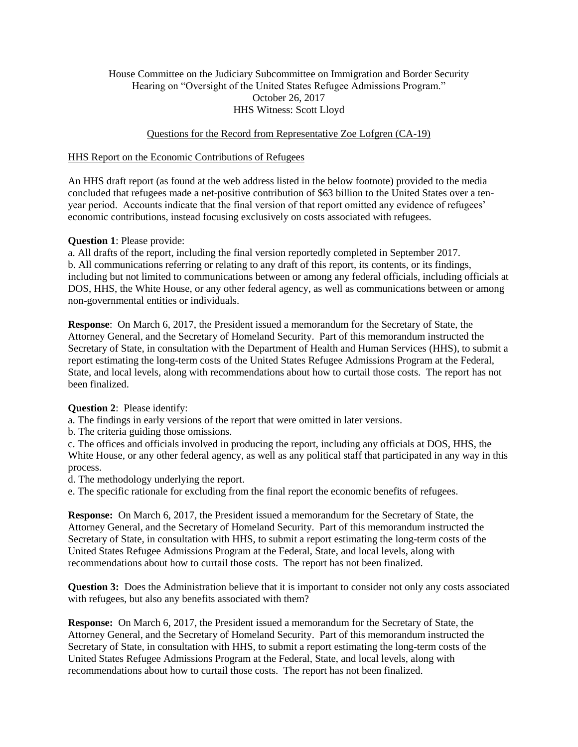House Committee on the Judiciary Subcommittee on Immigration and Border Security
Hearing on "Oversight of the United States Refugee Admissions Program."
October 26, 2017
HHS Witness: Scott Lloyd

<u>Questions for the Record from Representative Zoe Lofgren (CA-19)</u>

<u>HHS Report on the Economic Contributions of Refugees</u>

An HHS draft report (as found at the web address listed in the below footnote) provided to the media concluded that refugees made a net-positive contribution of $63 billion to the United States over a ten-year period. Accounts indicate that the final version of that report omitted any evidence of refugees' economic contributions, instead focusing exclusively on costs associated with refugees.

**Question 1**: Please provide:

a. All drafts of the report, including the final version reportedly completed in September 2017.
b. All communications referring or relating to any draft of this report, its contents, or its findings, including but not limited to communications between or among any federal officials, including officials at DOS, HHS, the White House, or any other federal agency, as well as communications between or among non-governmental entities or individuals.

**Response**: On March 6, 2017, the President issued a memorandum for the Secretary of State, the Attorney General, and the Secretary of Homeland Security. Part of this memorandum instructed the Secretary of State, in consultation with the Department of Health and Human Services (HHS), to submit a report estimating the long-term costs of the United States Refugee Admissions Program at the Federal, State, and local levels, along with recommendations about how to curtail those costs. The report has not been finalized.

**Question 2**: Please identify:

a. The findings in early versions of the report that were omitted in later versions.
b. The criteria guiding those omissions.
c. The offices and officials involved in producing the report, including any officials at DOS, HHS, the White House, or any other federal agency, as well as any political staff that participated in any way in this process.
d. The methodology underlying the report.
e. The specific rationale for excluding from the final report the economic benefits of refugees.

**Response:** On March 6, 2017, the President issued a memorandum for the Secretary of State, the Attorney General, and the Secretary of Homeland Security. Part of this memorandum instructed the Secretary of State, in consultation with HHS, to submit a report estimating the long-term costs of the United States Refugee Admissions Program at the Federal, State, and local levels, along with recommendations about how to curtail those costs. The report has not been finalized.

**Question 3:** Does the Administration believe that it is important to consider not only any costs associated with refugees, but also any benefits associated with them?

**Response:** On March 6, 2017, the President issued a memorandum for the Secretary of State, the Attorney General, and the Secretary of Homeland Security. Part of this memorandum instructed the Secretary of State, in consultation with HHS, to submit a report estimating the long-term costs of the United States Refugee Admissions Program at the Federal, State, and local levels, along with recommendations about how to curtail those costs. The report has not been finalized.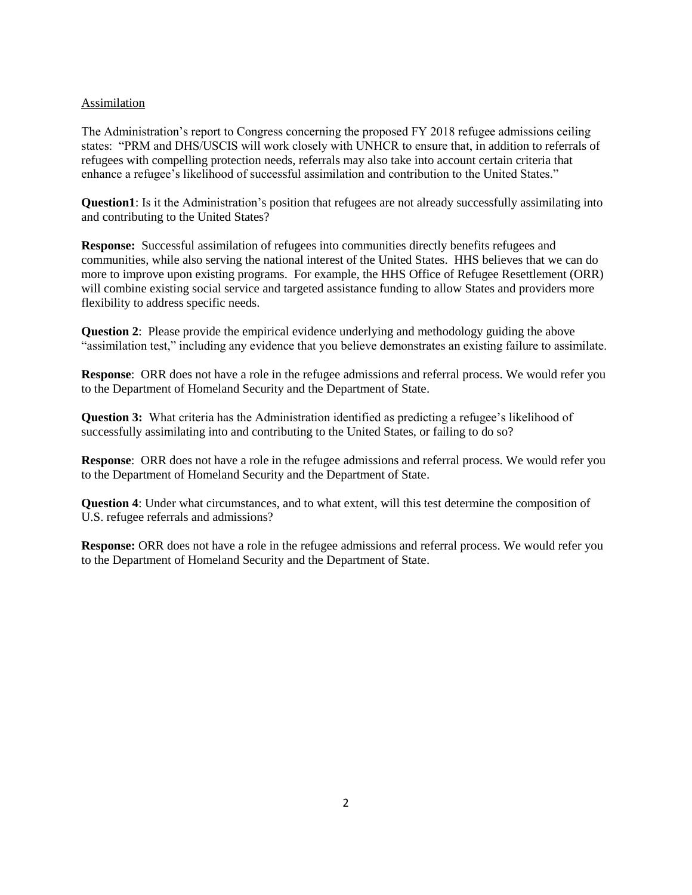<u>Assimilation</u>

The Administration's report to Congress concerning the proposed FY 2018 refugee admissions ceiling states: "PRM and DHS/USCIS will work closely with UNHCR to ensure that, in addition to referrals of refugees with compelling protection needs, referrals may also take into account certain criteria that enhance a refugee's likelihood of successful assimilation and contribution to the United States."

**Question1**: Is it the Administration's position that refugees are not already successfully assimilating into and contributing to the United States?

**Response:** Successful assimilation of refugees into communities directly benefits refugees and communities, while also serving the national interest of the United States. HHS believes that we can do more to improve upon existing programs. For example, the HHS Office of Refugee Resettlement (ORR) will combine existing social service and targeted assistance funding to allow States and providers more flexibility to address specific needs.

**Question 2**: Please provide the empirical evidence underlying and methodology guiding the above "assimilation test," including any evidence that you believe demonstrates an existing failure to assimilate.

**Response**: ORR does not have a role in the refugee admissions and referral process. We would refer you to the Department of Homeland Security and the Department of State.

**Question 3:** What criteria has the Administration identified as predicting a refugee's likelihood of successfully assimilating into and contributing to the United States, or failing to do so?

**Response**: ORR does not have a role in the refugee admissions and referral process. We would refer you to the Department of Homeland Security and the Department of State.

**Question 4**: Under what circumstances, and to what extent, will this test determine the composition of U.S. refugee referrals and admissions?

**Response:** ORR does not have a role in the refugee admissions and referral process. We would refer you to the Department of Homeland Security and the Department of State.